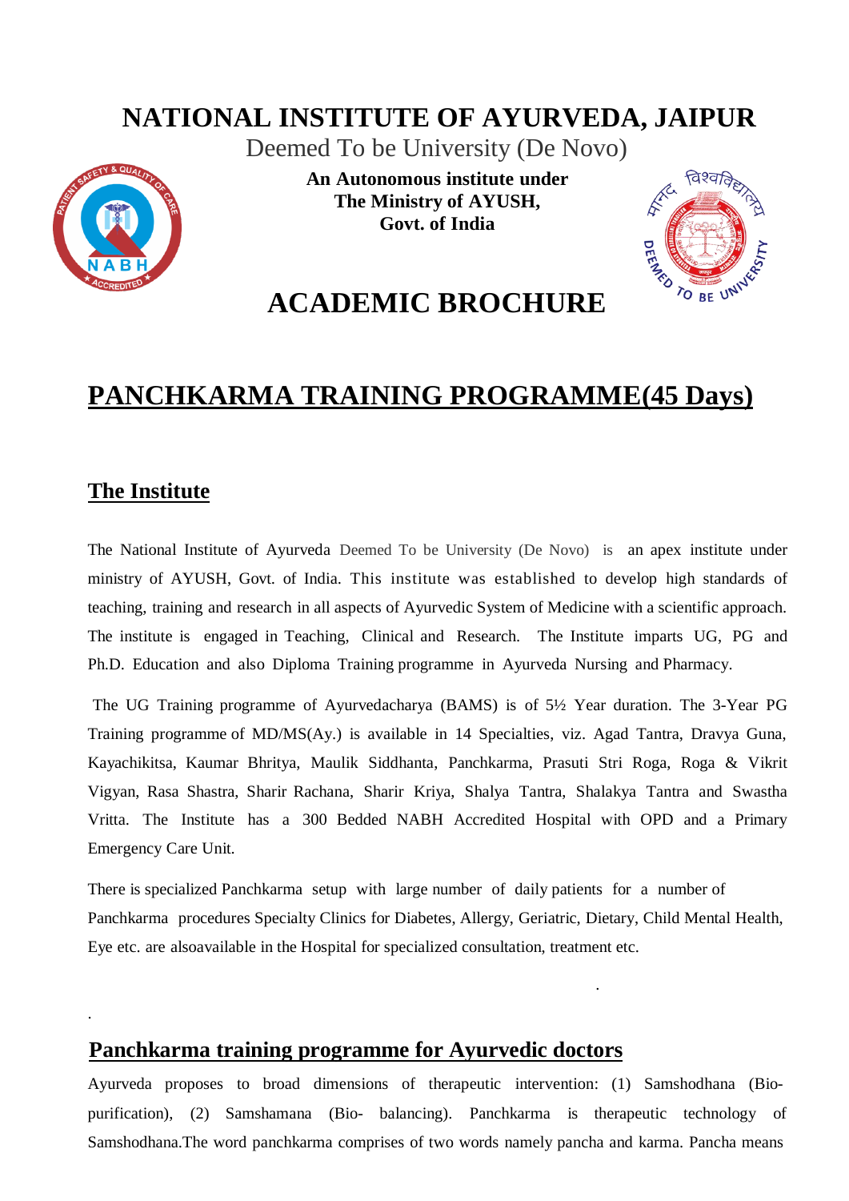# NATIONAL INSTITUTE OF AYURVEDA, JAIPUR

Deemed To be University (De Novo)

**An Autonomous institute under**
**The Ministry of AYUSH,**
**Govt. of India**

# ACADEMIC BROCHURE

## PANCHKARMA TRAINING PROGRAMME(45 Days)

### The Institute

The National Institute of Ayurveda Deemed To be University (De Novo) is an apex institute under ministry of AYUSH, Govt. of India. This institute was established to develop high standards of teaching, training and research in all aspects of Ayurvedic System of Medicine with a scientific approach. The institute is engaged in Teaching, Clinical and Research. The Institute imparts UG, PG and Ph.D. Education and also Diploma Training programme in Ayurveda Nursing and Pharmacy.

The UG Training programme of Ayurvedacharya (BAMS) is of 5½ Year duration. The 3-Year PG Training programme of MD/MS(Ay.) is available in 14 Specialties, viz. Agad Tantra, Dravya Guna, Kayachikitsa, Kaumar Bhritya, Maulik Siddhanta, Panchkarma, Prasuti Stri Roga, Roga & Vikrit Vigyan, Rasa Shastra, Sharir Rachana, Sharir Kriya, Shalya Tantra, Shalakya Tantra and Swastha Vritta. The Institute has a 300 Bedded NABH Accredited Hospital with OPD and a Primary Emergency Care Unit.

There is specialized Panchkarma setup with large number of daily patients for a number of Panchkarma procedures Specialty Clinics for Diabetes, Allergy, Geriatric, Dietary, Child Mental Health, Eye etc. are alsoavailable in the Hospital for specialized consultation, treatment etc.

### Panchkarma training programme for Ayurvedic doctors

Ayurveda proposes to broad dimensions of therapeutic intervention: (1) Samshodhana (Bio-purification), (2) Samshamana (Bio- balancing). Panchkarma is therapeutic technology of Samshodhana.The word panchkarma comprises of two words namely pancha and karma. Pancha means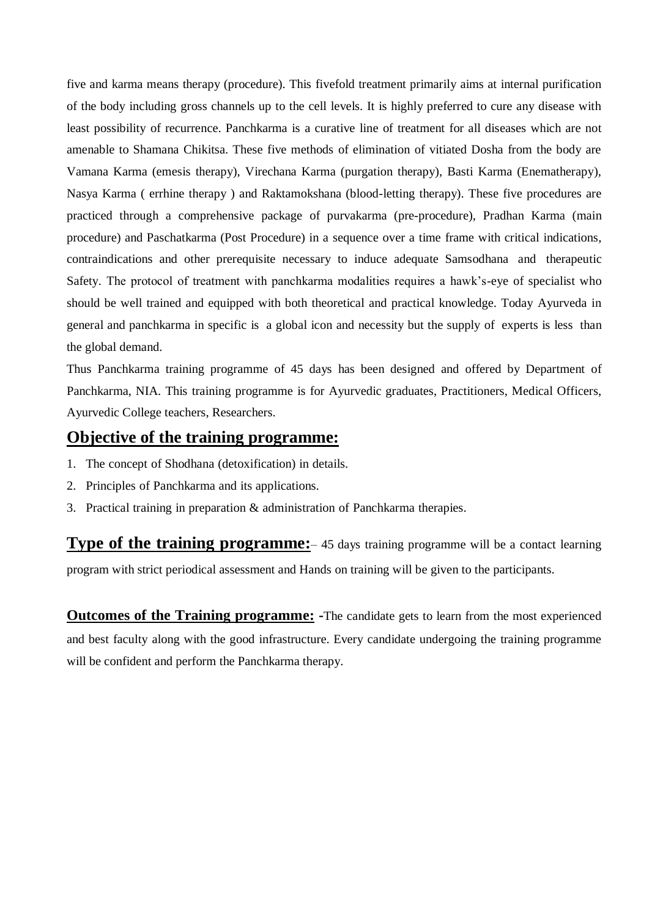five and karma means therapy (procedure). This fivefold treatment primarily aims at internal purification of the body including gross channels up to the cell levels. It is highly preferred to cure any disease with least possibility of recurrence. Panchkarma is a curative line of treatment for all diseases which are not amenable to Shamana Chikitsa. These five methods of elimination of vitiated Dosha from the body are Vamana Karma (emesis therapy), Virechana Karma (purgation therapy), Basti Karma (Enematherapy), Nasya Karma ( errhine therapy ) and Raktamokshana (blood-letting therapy). These five procedures are practiced through a comprehensive package of purvakarma (pre-procedure), Pradhan Karma (main procedure) and Paschatkarma (Post Procedure) in a sequence over a time frame with critical indications, contraindications and other prerequisite necessary to induce adequate Samsodhana and therapeutic Safety. The protocol of treatment with panchkarma modalities requires a hawk's-eye of specialist who should be well trained and equipped with both theoretical and practical knowledge. Today Ayurveda in general and panchkarma in specific is a global icon and necessity but the supply of experts is less than the global demand.

Thus Panchkarma training programme of 45 days has been designed and offered by Department of Panchkarma, NIA. This training programme is for Ayurvedic graduates, Practitioners, Medical Officers, Ayurvedic College teachers, Researchers.

## Objective of the training programme:

1. The concept of Shodhana (detoxification) in details.
2. Principles of Panchkarma and its applications.
3. Practical training in preparation & administration of Panchkarma therapies.

**Type of the training programme:**– 45 days training programme will be a contact learning program with strict periodical assessment and Hands on training will be given to the participants.

**Outcomes of the Training programme:** -The candidate gets to learn from the most experienced and best faculty along with the good infrastructure. Every candidate undergoing the training programme will be confident and perform the Panchkarma therapy.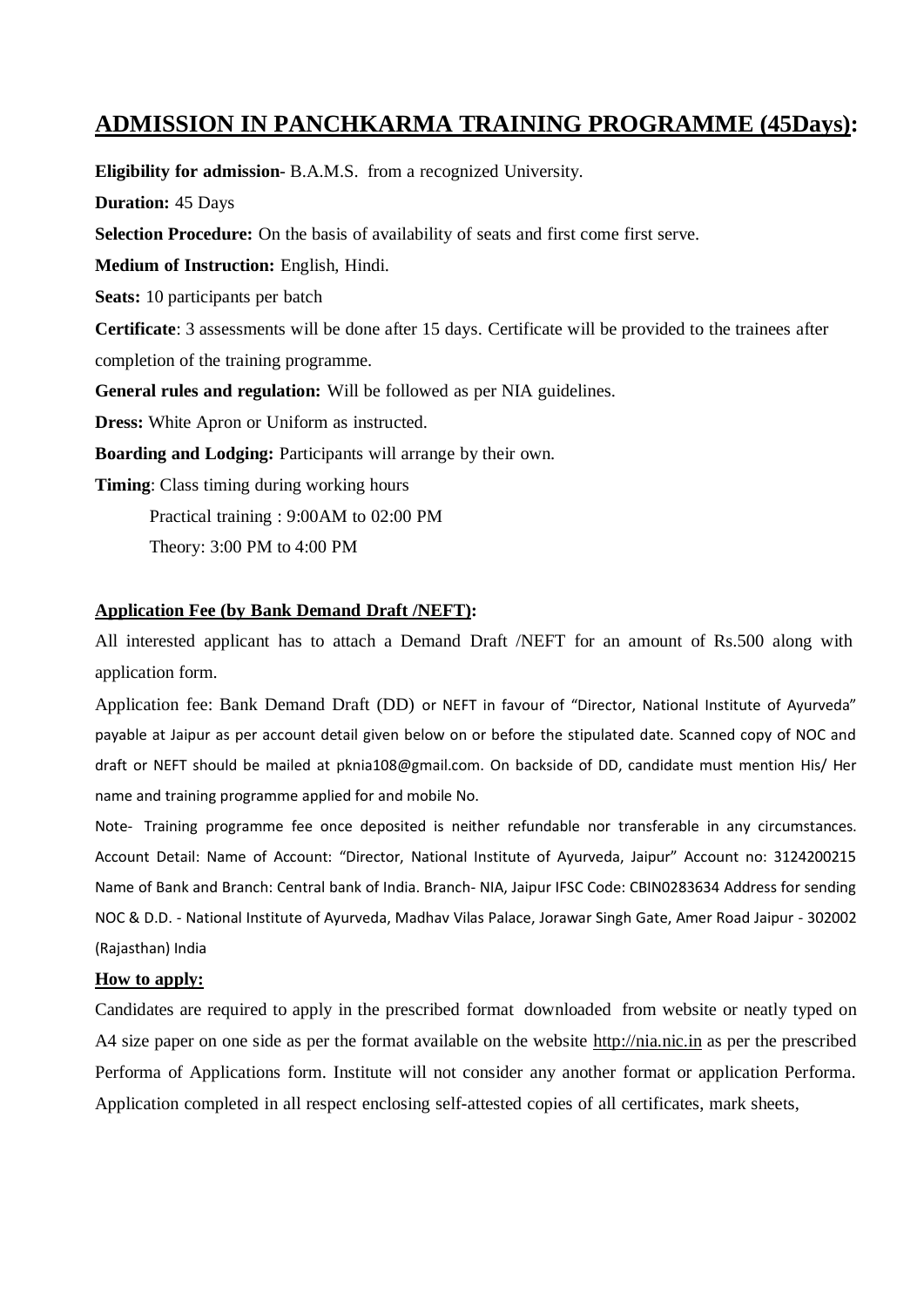# ADMISSION IN PANCHKARMA TRAINING PROGRAMME (45Days):

**Eligibility for admission**- B.A.M.S. from a recognized University.

**Duration:** 45 Days

**Selection Procedure:** On the basis of availability of seats and first come first serve.

**Medium of Instruction:** English, Hindi.

**Seats:** 10 participants per batch

**Certificate**: 3 assessments will be done after 15 days. Certificate will be provided to the trainees after completion of the training programme.

**General rules and regulation:** Will be followed as per NIA guidelines.

**Dress:** White Apron or Uniform as instructed.

**Boarding and Lodging:** Participants will arrange by their own.

**Timing**: Class timing during working hours

Practical training : 9:00AM to 02:00 PM

Theory: 3:00 PM to 4:00 PM

**Application Fee (by Bank Demand Draft /NEFT):**

All interested applicant has to attach a Demand Draft /NEFT for an amount of Rs.500 along with application form.

Application fee: Bank Demand Draft (DD) or NEFT in favour of "Director, National Institute of Ayurveda" payable at Jaipur as per account detail given below on or before the stipulated date. Scanned copy of NOC and draft or NEFT should be mailed at pknia108@gmail.com. On backside of DD, candidate must mention His/ Her name and training programme applied for and mobile No.

Note- Training programme fee once deposited is neither refundable nor transferable in any circumstances. Account Detail: Name of Account: "Director, National Institute of Ayurveda, Jaipur" Account no: 3124200215 Name of Bank and Branch: Central bank of India. Branch- NIA, Jaipur IFSC Code: CBIN0283634 Address for sending NOC & D.D. - National Institute of Ayurveda, Madhav Vilas Palace, Jorawar Singh Gate, Amer Road Jaipur - 302002 (Rajasthan) India

**How to apply:**

Candidates are required to apply in the prescribed format downloaded from website or neatly typed on A4 size paper on one side as per the format available on the website http://nia.nic.in as per the prescribed Performa of Applications form. Institute will not consider any another format or application Performa. Application completed in all respect enclosing self-attested copies of all certificates, mark sheets,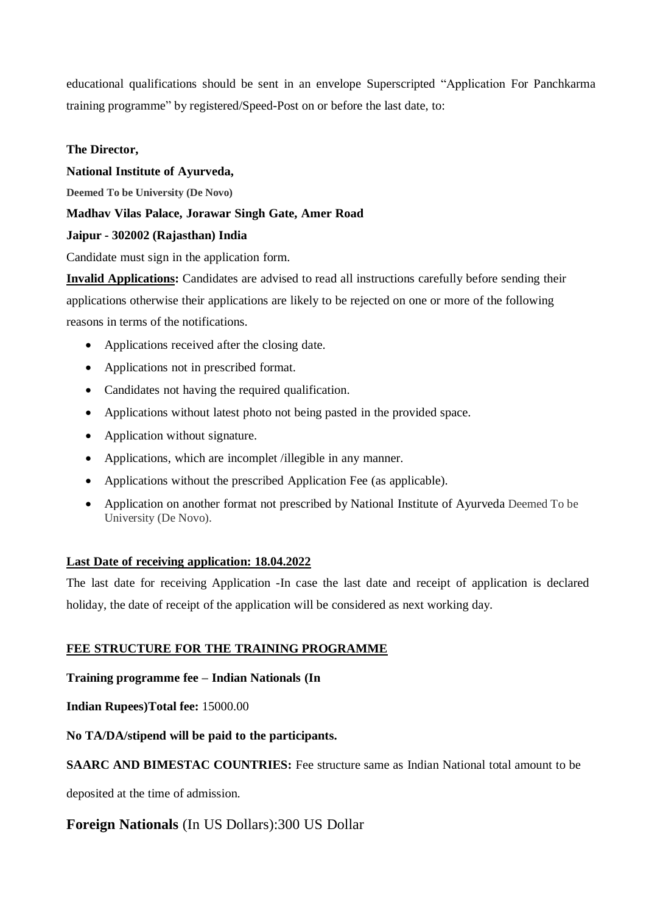educational qualifications should be sent in an envelope Superscripted "Application For Panchkarma training programme" by registered/Speed-Post on or before the last date, to:

**The Director,**

**National Institute of Ayurveda,**

**Deemed To be University (De Novo)**

**Madhav Vilas Palace, Jorawar Singh Gate, Amer Road**

**Jaipur - 302002 (Rajasthan) India**

Candidate must sign in the application form.

**Invalid Applications:** Candidates are advised to read all instructions carefully before sending their applications otherwise their applications are likely to be rejected on one or more of the following reasons in terms of the notifications.

- Applications received after the closing date.
- Applications not in prescribed format.
- Candidates not having the required qualification.
- Applications without latest photo not being pasted in the provided space.
- Application without signature.
- Applications, which are incomplet /illegible in any manner.
- Applications without the prescribed Application Fee (as applicable).
- Application on another format not prescribed by National Institute of Ayurveda Deemed To be University (De Novo).

**Last Date of receiving application: 18.04.2022**

The last date for receiving Application -In case the last date and receipt of application is declared holiday, the date of receipt of the application will be considered as next working day.

**FEE STRUCTURE FOR THE TRAINING PROGRAMME**

**Training programme fee – Indian Nationals (In Indian Rupees)Total fee:** 15000.00

**No TA/DA/stipend will be paid to the participants.**

**SAARC AND BIMESTAC COUNTRIES:** Fee structure same as Indian National total amount to be deposited at the time of admission.

**Foreign Nationals** (In US Dollars):300 US Dollar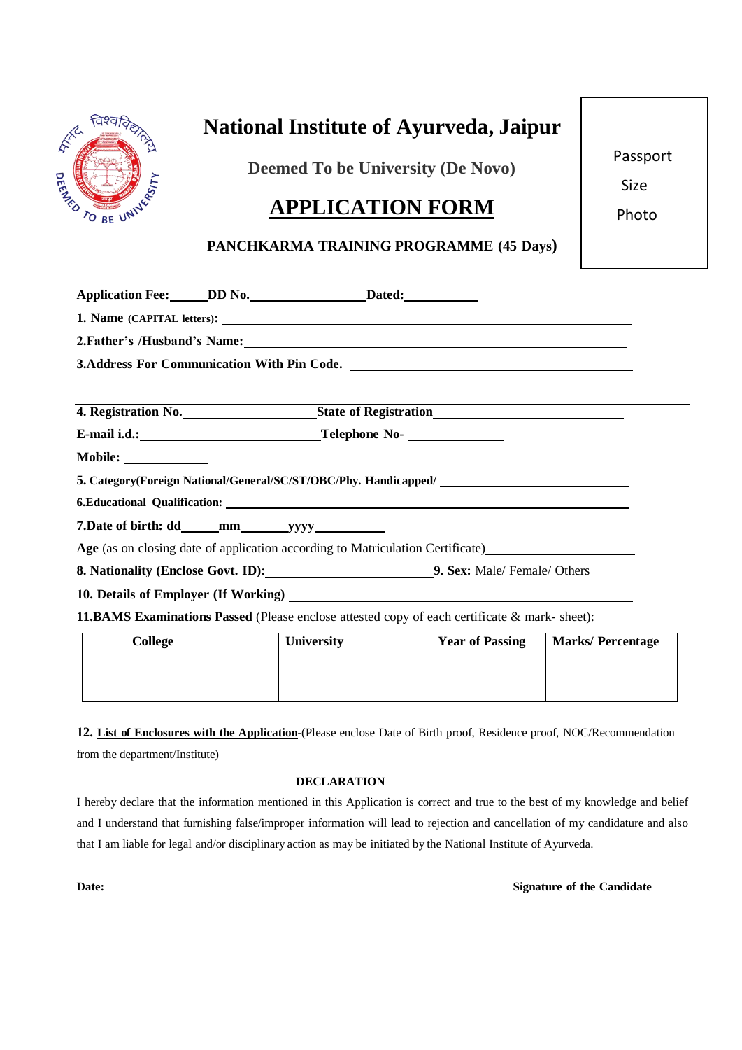# National Institute of Ayurveda, Jaipur

**Deemed To be University (De Novo)**

## APPLICATION FORM

**PANCHKARMA TRAINING PROGRAMME (45 Days)**

Passport Size Photo

**Application Fee:**\_\_\_\_\_\_**DD No.**\_\_\_\_\_\_\_\_\_\_\_\_\_\_\_\_\_\_\_**Dated:**\_\_\_\_\_\_\_\_\_\_\_\_

**1. Name (CAPITAL letters):** \_\_\_\_\_\_\_\_\_\_\_\_\_\_\_\_\_\_\_\_\_\_\_\_\_\_\_\_\_\_\_\_\_\_\_\_\_\_\_\_\_\_\_\_\_\_\_\_\_\_\_\_\_\_\_\_\_\_\_\_\_\_\_\_

**2.Father's /Husband's Name:**\_\_\_\_\_\_\_\_\_\_\_\_\_\_\_\_\_\_\_\_\_\_\_\_\_\_\_\_\_\_\_\_\_\_\_\_\_\_\_\_\_\_\_\_\_\_\_\_\_\_\_\_\_\_\_\_\_\_\_\_

**3.Address For Communication With Pin Code.** \_\_\_\_\_\_\_\_\_\_\_\_\_\_\_\_\_\_\_\_\_\_\_\_\_\_\_\_\_\_\_\_\_\_\_\_\_\_\_\_\_\_\_\_\_\_

**4. Registration No.**\_\_\_\_\_\_\_\_\_\_\_\_\_\_\_\_\_\_\_\_\_\_**State of Registration**\_\_\_\_\_\_\_\_\_\_\_\_\_\_\_\_\_\_\_\_\_\_\_\_\_\_\_\_\_\_\_\_

**E-mail i.d.:**\_\_\_\_\_\_\_\_\_\_\_\_\_\_\_\_\_\_\_\_\_\_\_\_\_\_\_\_\_\_**Telephone No-** \_\_\_\_\_\_\_\_\_\_\_\_\_\_\_\_

**Mobile:** \_\_\_\_\_\_\_\_\_\_\_\_\_\_

**5. Category(Foreign National/General/SC/ST/OBC/Phy. Handicapped/** \_\_\_\_\_\_\_\_\_\_\_\_\_\_\_\_\_\_\_\_\_\_\_\_\_\_\_\_\_\_\_

**6.Educational Qualification:** \_\_\_\_\_\_\_\_\_\_\_\_\_\_\_\_\_\_\_\_\_\_\_\_\_\_\_\_\_\_\_\_\_\_\_\_\_\_\_\_\_\_\_\_\_\_\_\_\_\_\_\_\_\_\_\_\_\_\_\_\_\_\_\_\_

**7.Date of birth: dd**\_\_\_\_\_\_**mm**\_\_\_\_\_\_\_\_**yyyy**\_\_\_\_\_\_\_\_\_\_\_\_

**Age** (as on closing date of application according to Matriculation Certificate)\_\_\_\_\_\_\_\_\_\_\_\_\_\_\_\_\_\_\_\_\_\_\_\_

**8. Nationality (Enclose Govt. ID):**\_\_\_\_\_\_\_\_\_\_\_\_\_\_\_\_\_\_\_\_\_\_\_\_\_\_\_\_\_\_**9. Sex:** Male/ Female/ Others

**10. Details of Employer (If Working)** \_\_\_\_\_\_\_\_\_\_\_\_\_\_\_\_\_\_\_\_\_\_\_\_\_\_\_\_\_\_\_\_\_\_\_\_\_\_\_\_\_\_\_\_\_\_\_\_\_\_\_\_\_\_\_\_

**11.BAMS Examinations Passed** (Please enclose attested copy of each certificate & mark- sheet):

| College | University | Year of Passing | Marks/ Percentage |
|---|---|---|---|
| | | | |

**12. List of Enclosures with the Application**-(Please enclose Date of Birth proof, Residence proof, NOC/Recommendation from the department/Institute)

**DECLARATION**

I hereby declare that the information mentioned in this Application is correct and true to the best of my knowledge and belief and I understand that furnishing false/improper information will lead to rejection and cancellation of my candidature and also that I am liable for legal and/or disciplinary action as may be initiated by the National Institute of Ayurveda.

**Date:**

**Signature of the Candidate**